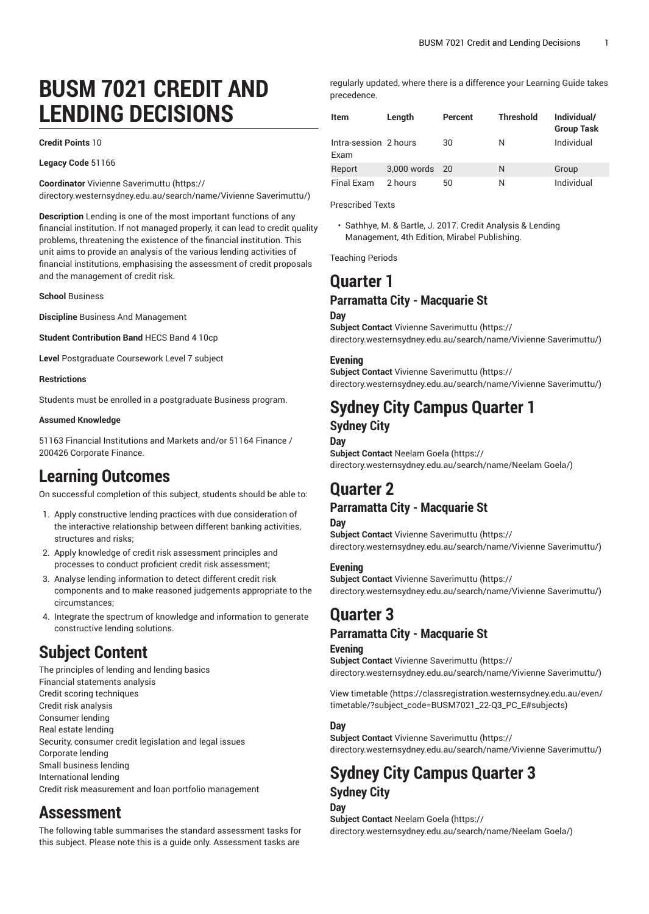# BUSM 7021 CREDIT AND LENDING DECISIONS

**Credit Points** 10

**Legacy Code** 51166

**Coordinator** Vivienne Saverimuttu (https://directory.westernsydney.edu.au/search/name/Vivienne Saverimuttu/)

**Description** Lending is one of the most important functions of any financial institution. If not managed properly, it can lead to credit quality problems, threatening the existence of the financial institution. This unit aims to provide an analysis of the various lending activities of financial institutions, emphasising the assessment of credit proposals and the management of credit risk.

**School** Business

**Discipline** Business And Management

**Student Contribution Band** HECS Band 4 10cp

**Level** Postgraduate Coursework Level 7 subject

**Restrictions**

Students must be enrolled in a postgraduate Business program.

**Assumed Knowledge**

51163 Financial Institutions and Markets and/or 51164 Finance / 200426 Corporate Finance.

## Learning Outcomes

On successful completion of this subject, students should be able to:

1. Apply constructive lending practices with due consideration of the interactive relationship between different banking activities, structures and risks;
2. Apply knowledge of credit risk assessment principles and processes to conduct proficient credit risk assessment;
3. Analyse lending information to detect different credit risk components and to make reasoned judgements appropriate to the circumstances;
4. Integrate the spectrum of knowledge and information to generate constructive lending solutions.

## Subject Content

The principles of lending and lending basics
Financial statements analysis
Credit scoring techniques
Credit risk analysis
Consumer lending
Real estate lending
Security, consumer credit legislation and legal issues
Corporate lending
Small business lending
International lending
Credit risk measurement and loan portfolio management

## Assessment

The following table summarises the standard assessment tasks for this subject. Please note this is a guide only. Assessment tasks are regularly updated, where there is a difference your Learning Guide takes precedence.

| Item | Length | Percent | Threshold | Individual/ Group Task |
|---|---|---|---|---|
| Intra-session Exam | 2 hours | 30 | N | Individual |
| Report | 3,000 words | 20 | N | Group |
| Final Exam | 2 hours | 50 | N | Individual |

Prescribed Texts

- Sathhye, M. & Bartle, J. 2017. Credit Analysis & Lending Management, 4th Edition, Mirabel Publishing.

Teaching Periods

## Quarter 1

### Parramatta City - Macquarie St

#### Day

**Subject Contact** Vivienne Saverimuttu (https://directory.westernsydney.edu.au/search/name/Vivienne Saverimuttu/)

#### Evening

**Subject Contact** Vivienne Saverimuttu (https://directory.westernsydney.edu.au/search/name/Vivienne Saverimuttu/)

## Sydney City Campus Quarter 1

### Sydney City

#### Day

**Subject Contact** Neelam Goela (https://directory.westernsydney.edu.au/search/name/Neelam Goela/)

## Quarter 2

### Parramatta City - Macquarie St

#### Day

**Subject Contact** Vivienne Saverimuttu (https://directory.westernsydney.edu.au/search/name/Vivienne Saverimuttu/)

#### Evening

**Subject Contact** Vivienne Saverimuttu (https://directory.westernsydney.edu.au/search/name/Vivienne Saverimuttu/)

## Quarter 3

### Parramatta City - Macquarie St

#### Evening

**Subject Contact** Vivienne Saverimuttu (https://directory.westernsydney.edu.au/search/name/Vivienne Saverimuttu/)

View timetable (https://classregistration.westernsydney.edu.au/even/timetable/?subject_code=BUSM7021_22-Q3_PC_E#subjects)

#### Day

**Subject Contact** Vivienne Saverimuttu (https://directory.westernsydney.edu.au/search/name/Vivienne Saverimuttu/)

## Sydney City Campus Quarter 3

### Sydney City

#### Day

**Subject Contact** Neelam Goela (https://directory.westernsydney.edu.au/search/name/Neelam Goela/)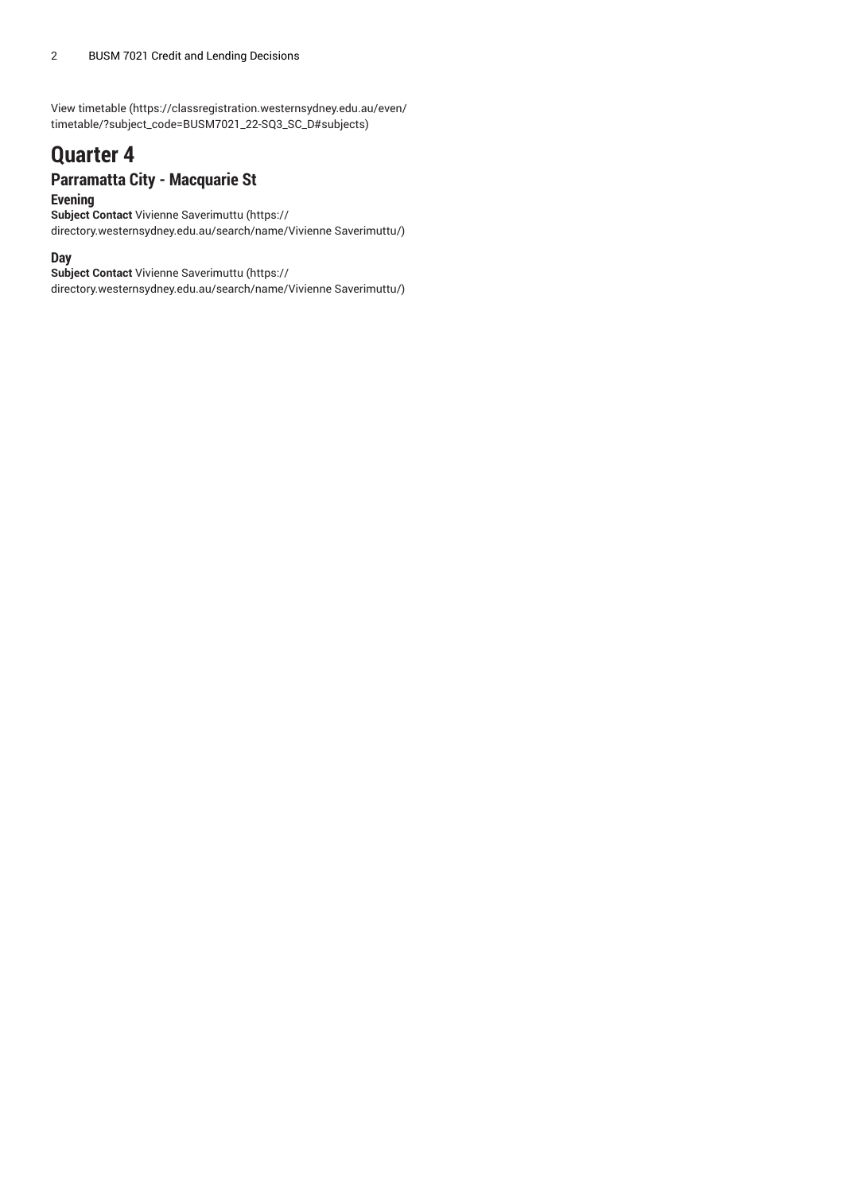View timetable (https://classregistration.westernsydney.edu.au/even/timetable/?subject_code=BUSM7021_22-SQ3_SC_D#subjects)

# Quarter 4

## Parramatta City - Macquarie St

### Evening

**Subject Contact** Vivienne Saverimuttu (https://directory.westernsydney.edu.au/search/name/Vivienne Saverimuttu/)

### Day

**Subject Contact** Vivienne Saverimuttu (https://directory.westernsydney.edu.au/search/name/Vivienne Saverimuttu/)